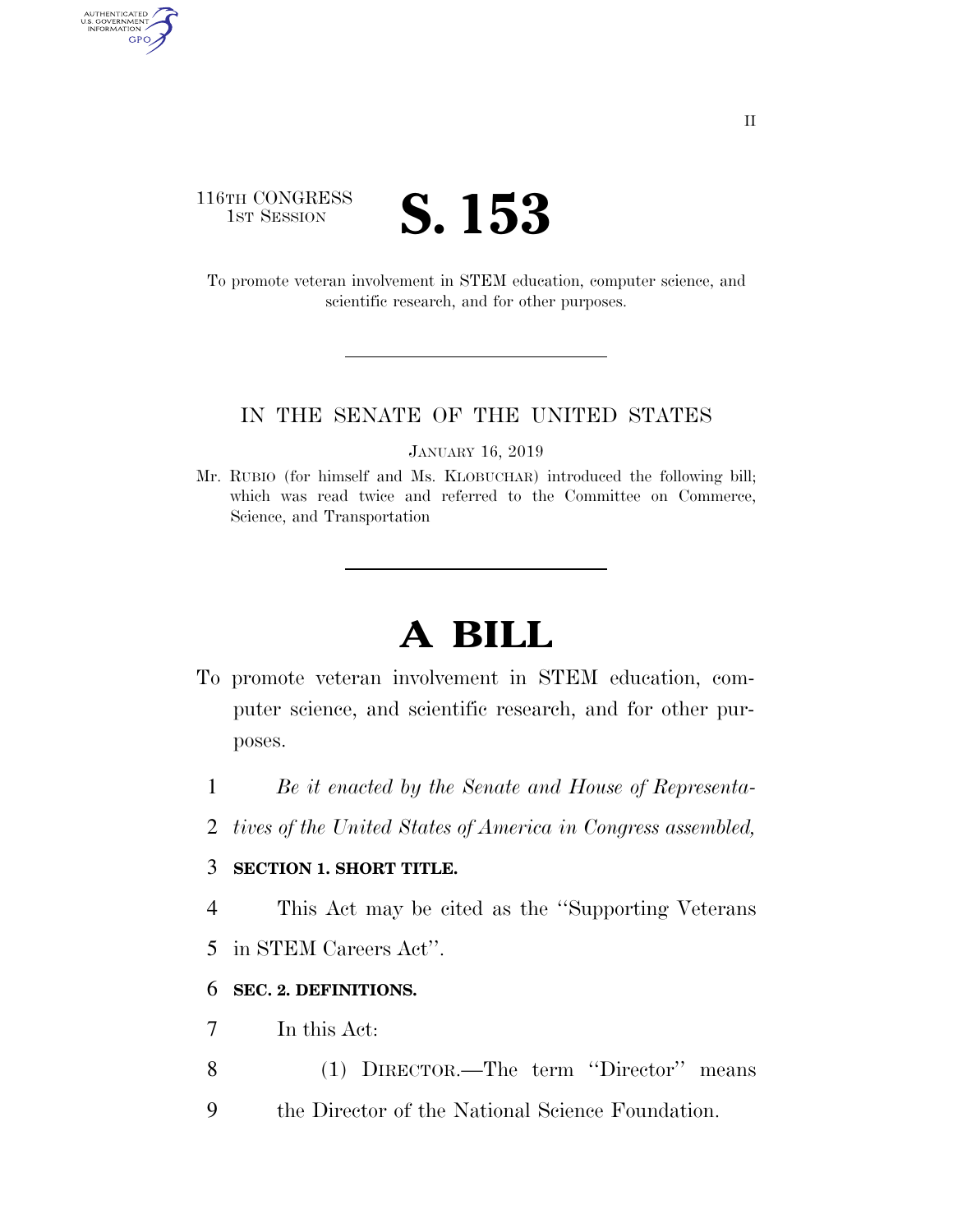116TH CONGRESS
1ST SESSION

# S. 153

To promote veteran involvement in STEM education, computer science, and scientific research, and for other purposes.

IN THE SENATE OF THE UNITED STATES

JANUARY 16, 2019

Mr. RUBIO (for himself and Ms. KLOBUCHAR) introduced the following bill; which was read twice and referred to the Committee on Commerce, Science, and Transportation

# A BILL

To promote veteran involvement in STEM education, computer science, and scientific research, and for other purposes.

1 *Be it enacted by the Senate and House of Representa-*
2 *tives of the United States of America in Congress assembled,*

3 **SECTION 1. SHORT TITLE.**

4 This Act may be cited as the ''Supporting Veterans
5 in STEM Careers Act''.

6 **SEC. 2. DEFINITIONS.**

7 In this Act:

8 (1) DIRECTOR.—The term ''Director'' means
9 the Director of the National Science Foundation.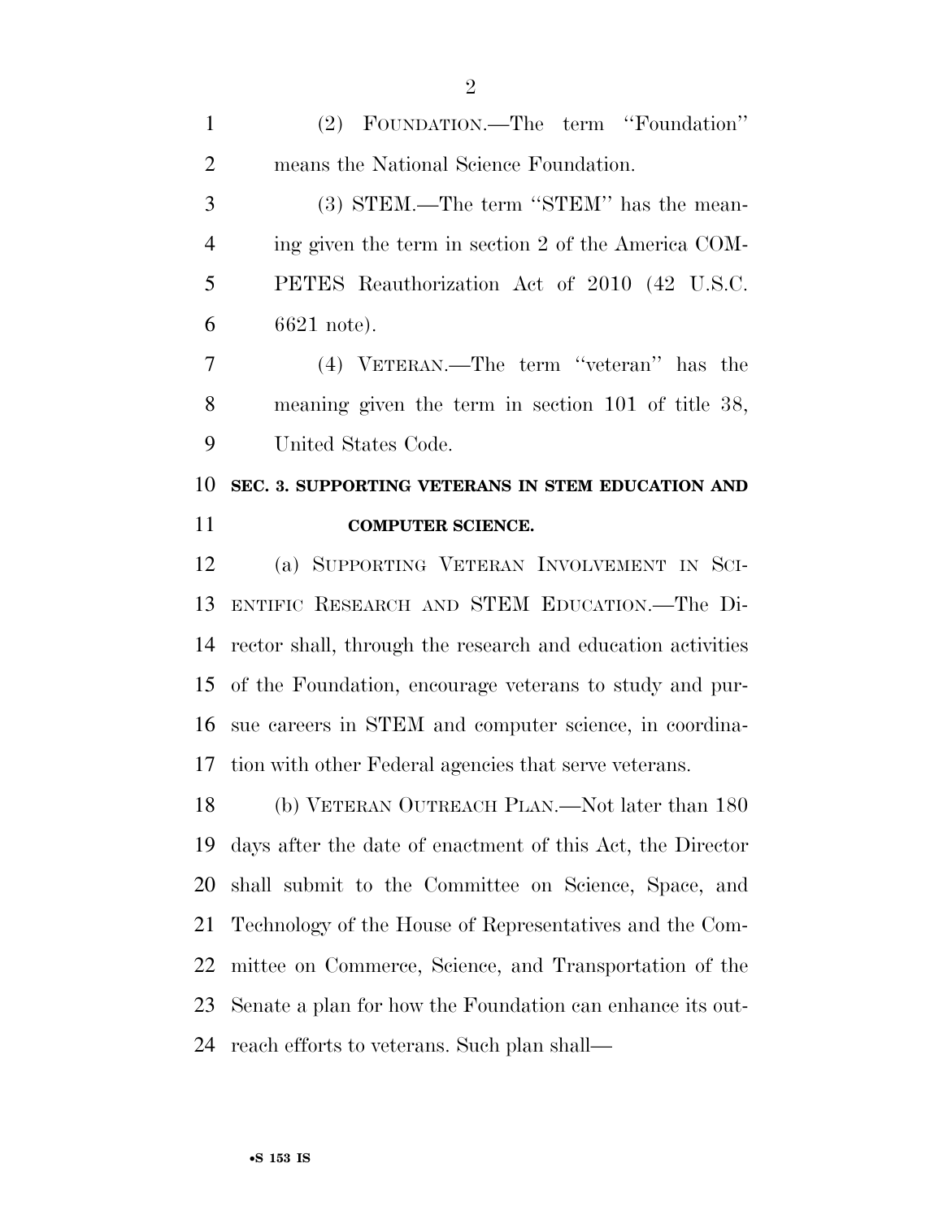(2) FOUNDATION.—The term "Foundation" means the National Science Foundation.

(3) STEM.—The term "STEM" has the meaning given the term in section 2 of the America COMPETES Reauthorization Act of 2010 (42 U.S.C. 6621 note).

(4) VETERAN.—The term "veteran" has the meaning given the term in section 101 of title 38, United States Code.

## SEC. 3. SUPPORTING VETERANS IN STEM EDUCATION AND COMPUTER SCIENCE.

(a) SUPPORTING VETERAN INVOLVEMENT IN SCIENTIFIC RESEARCH AND STEM EDUCATION.—The Director shall, through the research and education activities of the Foundation, encourage veterans to study and pursue careers in STEM and computer science, in coordination with other Federal agencies that serve veterans.

(b) VETERAN OUTREACH PLAN.—Not later than 180 days after the date of enactment of this Act, the Director shall submit to the Committee on Science, Space, and Technology of the House of Representatives and the Committee on Commerce, Science, and Transportation of the Senate a plan for how the Foundation can enhance its outreach efforts to veterans. Such plan shall—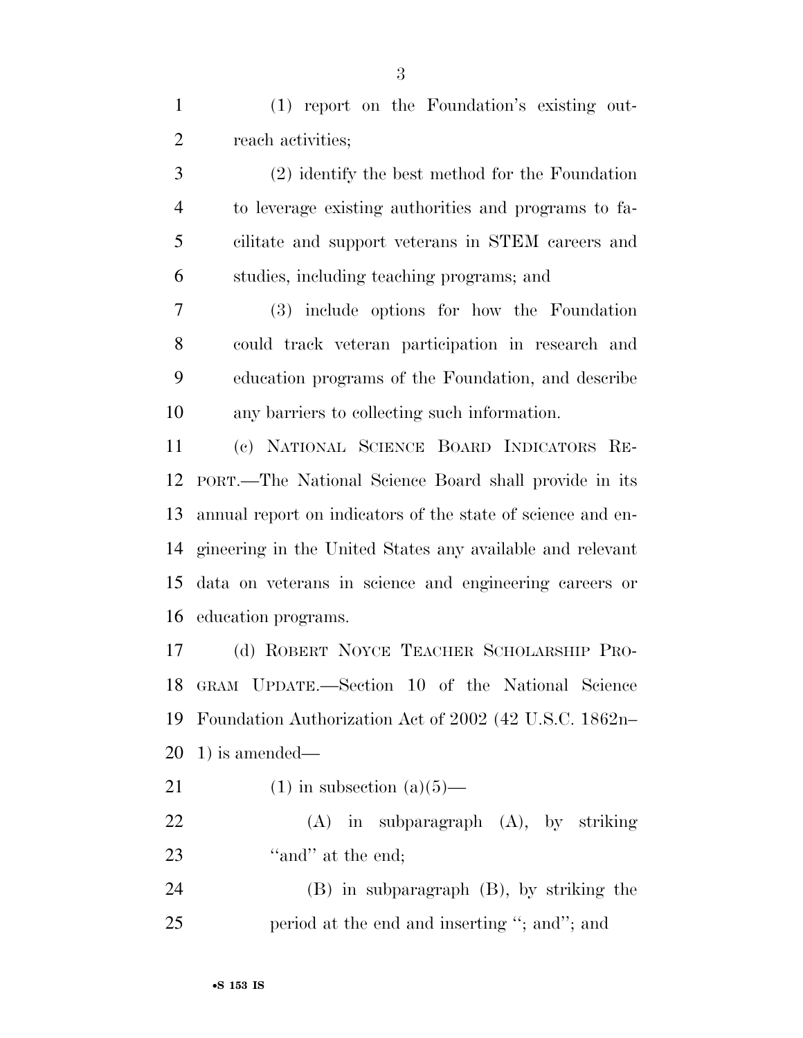(1) report on the Foundation's existing outreach activities;

(2) identify the best method for the Foundation to leverage existing authorities and programs to facilitate and support veterans in STEM careers and studies, including teaching programs; and

(3) include options for how the Foundation could track veteran participation in research and education programs of the Foundation, and describe any barriers to collecting such information.

(c) NATIONAL SCIENCE BOARD INDICATORS REPORT.—The National Science Board shall provide in its annual report on indicators of the state of science and engineering in the United States any available and relevant data on veterans in science and engineering careers or education programs.

(d) ROBERT NOYCE TEACHER SCHOLARSHIP PROGRAM UPDATE.—Section 10 of the National Science Foundation Authorization Act of 2002 (42 U.S.C. 1862n–1) is amended—

(1) in subsection (a)(5)—

(A) in subparagraph (A), by striking "and" at the end;

(B) in subparagraph (B), by striking the period at the end and inserting "; and"; and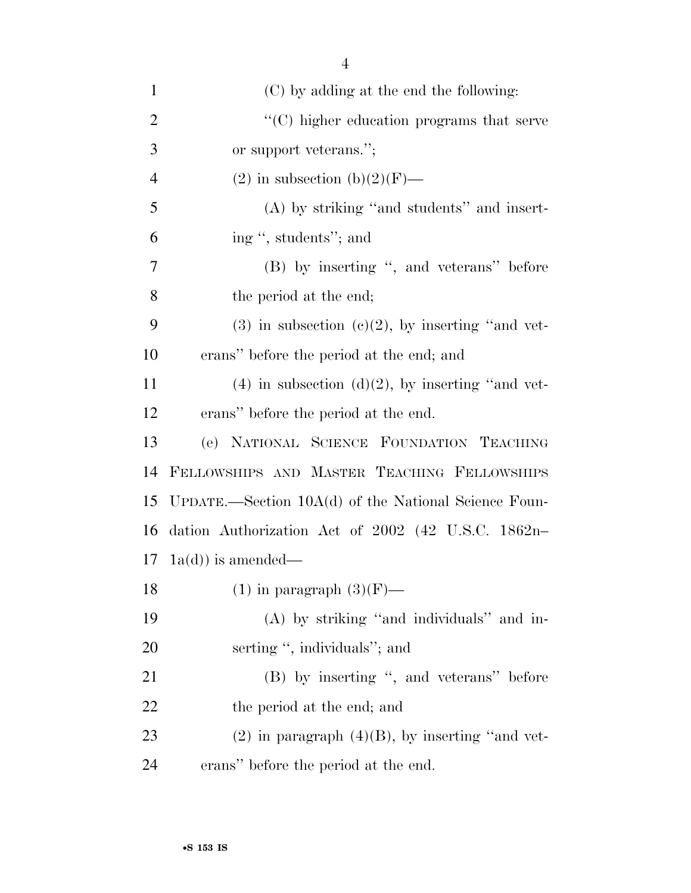(C) by adding at the end the following:

"(C) higher education programs that serve or support veterans.";

(2) in subsection (b)(2)(F)—

(A) by striking "and students" and inserting ", students"; and

(B) by inserting ", and veterans" before the period at the end;

(3) in subsection (c)(2), by inserting "and veterans" before the period at the end; and

(4) in subsection (d)(2), by inserting "and veterans" before the period at the end.

(e) NATIONAL SCIENCE FOUNDATION TEACHING FELLOWSHIPS AND MASTER TEACHING FELLOWSHIPS UPDATE.—Section 10A(d) of the National Science Foundation Authorization Act of 2002 (42 U.S.C. 1862n–1a(d)) is amended—

(1) in paragraph (3)(F)—

(A) by striking "and individuals" and inserting ", individuals"; and

(B) by inserting ", and veterans" before the period at the end; and

(2) in paragraph (4)(B), by inserting "and veterans" before the period at the end.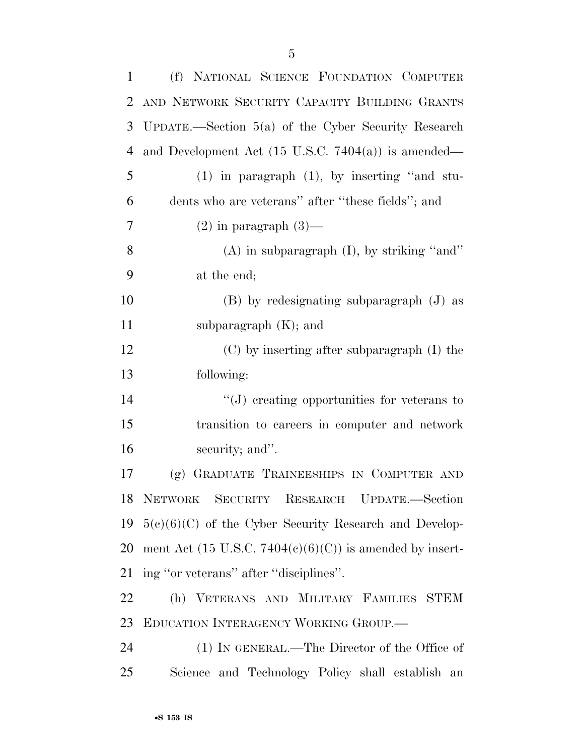(f) NATIONAL SCIENCE FOUNDATION COMPUTER AND NETWORK SECURITY CAPACITY BUILDING GRANTS UPDATE.—Section 5(a) of the Cyber Security Research and Development Act (15 U.S.C. 7404(a)) is amended—

(1) in paragraph (1), by inserting "and students who are veterans" after "these fields"; and

(2) in paragraph (3)—

(A) in subparagraph (I), by striking "and" at the end;

(B) by redesignating subparagraph (J) as subparagraph (K); and

(C) by inserting after subparagraph (I) the following:

"(J) creating opportunities for veterans to transition to careers in computer and network security; and".

(g) GRADUATE TRAINEESHIPS IN COMPUTER AND NETWORK SECURITY RESEARCH UPDATE.—Section 5(c)(6)(C) of the Cyber Security Research and Development Act (15 U.S.C. 7404(c)(6)(C)) is amended by inserting "or veterans" after "disciplines".

(h) VETERANS AND MILITARY FAMILIES STEM EDUCATION INTERAGENCY WORKING GROUP.—

(1) IN GENERAL.—The Director of the Office of Science and Technology Policy shall establish an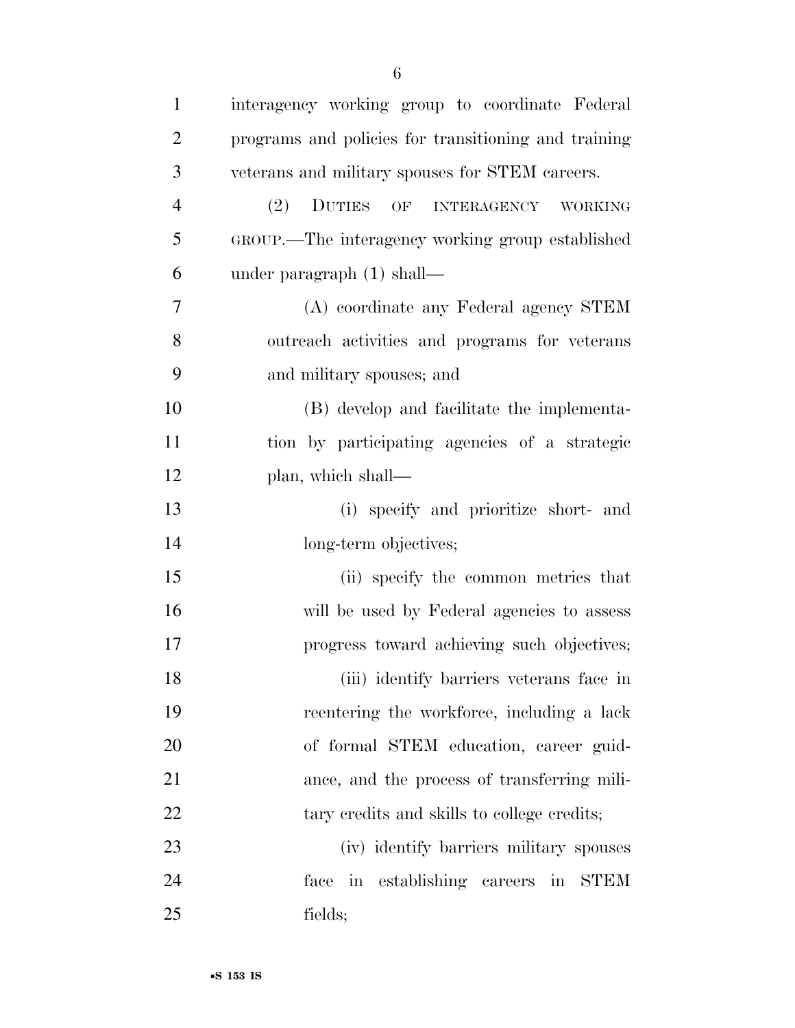interagency working group to coordinate Federal programs and policies for transitioning and training veterans and military spouses for STEM careers.

(2) DUTIES OF INTERAGENCY WORKING GROUP.—The interagency working group established under paragraph (1) shall—

(A) coordinate any Federal agency STEM outreach activities and programs for veterans and military spouses; and

(B) develop and facilitate the implementation by participating agencies of a strategic plan, which shall—

(i) specify and prioritize short- and long-term objectives;

(ii) specify the common metrics that will be used by Federal agencies to assess progress toward achieving such objectives;

(iii) identify barriers veterans face in reentering the workforce, including a lack of formal STEM education, career guidance, and the process of transferring military credits and skills to college credits;

(iv) identify barriers military spouses face in establishing careers in STEM fields;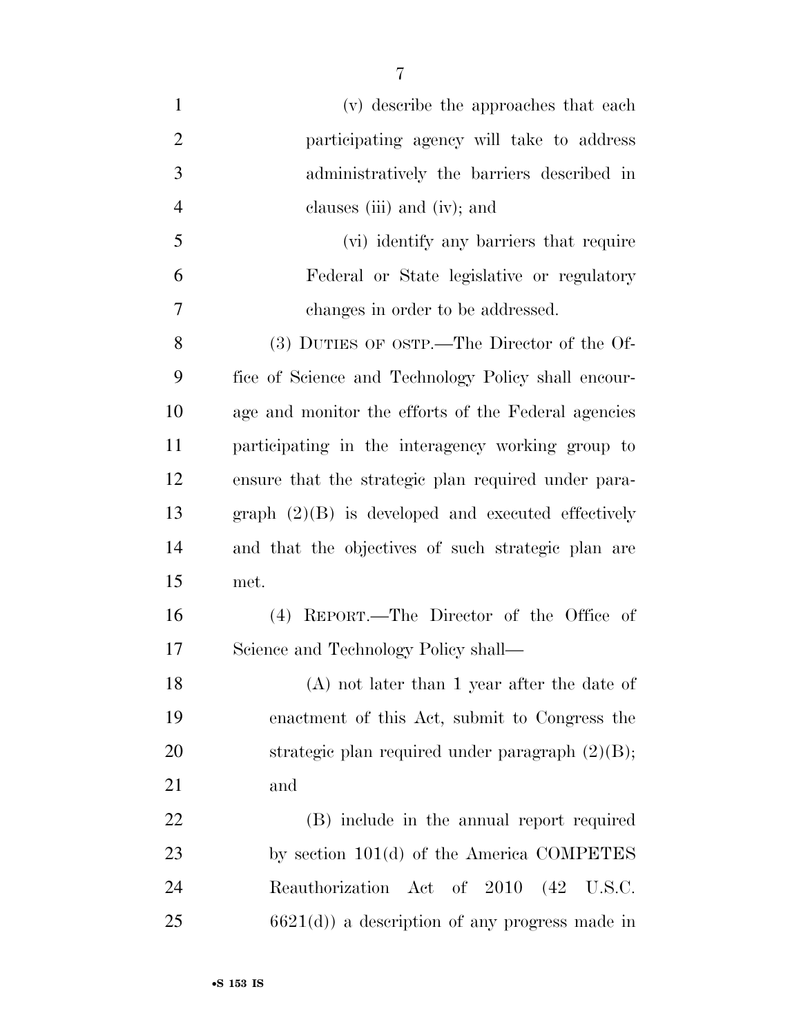(v) describe the approaches that each participating agency will take to address administratively the barriers described in clauses (iii) and (iv); and

(vi) identify any barriers that require Federal or State legislative or regulatory changes in order to be addressed.

(3) DUTIES OF OSTP.—The Director of the Office of Science and Technology Policy shall encourage and monitor the efforts of the Federal agencies participating in the interagency working group to ensure that the strategic plan required under paragraph (2)(B) is developed and executed effectively and that the objectives of such strategic plan are met.

(4) REPORT.—The Director of the Office of Science and Technology Policy shall—

(A) not later than 1 year after the date of enactment of this Act, submit to Congress the strategic plan required under paragraph (2)(B); and

(B) include in the annual report required by section 101(d) of the America COMPETES Reauthorization Act of 2010 (42 U.S.C. 6621(d)) a description of any progress made in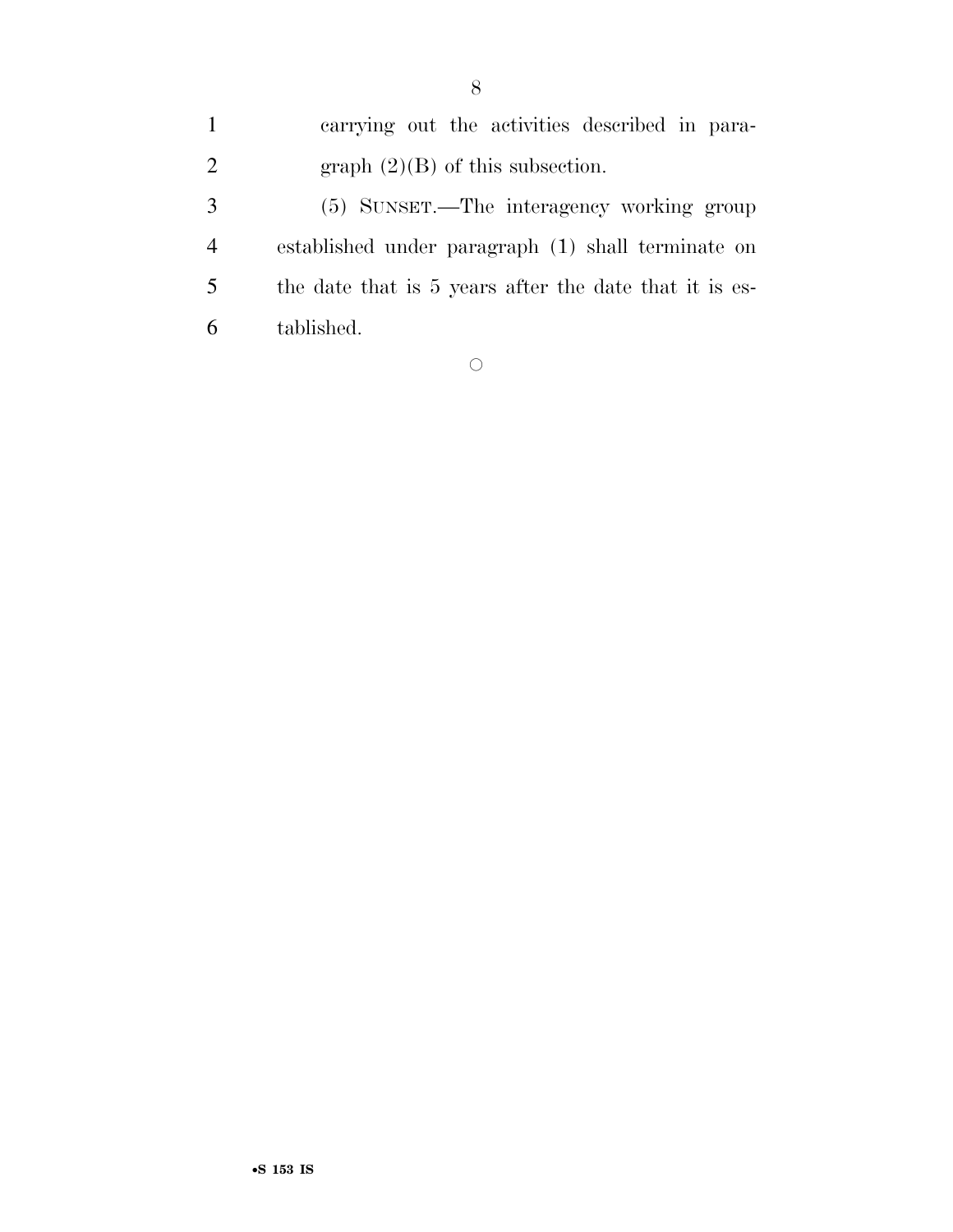carrying out the activities described in paragraph (2)(B) of this subsection.

(5) SUNSET.—The interagency working group established under paragraph (1) shall terminate on the date that is 5 years after the date that it is established.

○